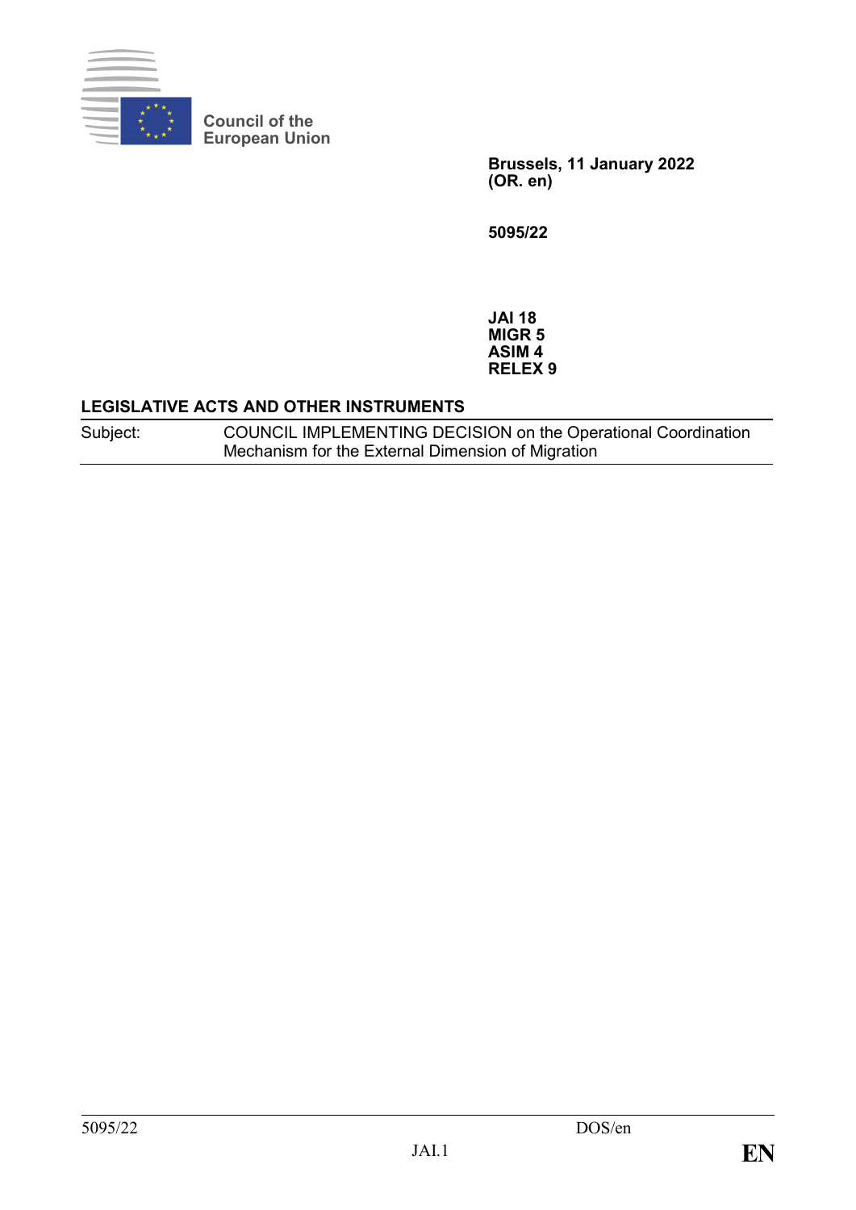Council of the European Union

**Brussels, 11 January 2022**
**(OR. en)**

**5095/22**

**JAI 18**
**MIGR 5**
**ASIM 4**
**RELEX 9**

**LEGISLATIVE ACTS AND OTHER INSTRUMENTS**

| Subject: | COUNCIL IMPLEMENTING DECISION on the Operational Coordination Mechanism for the External Dimension of Migration |
|---|---|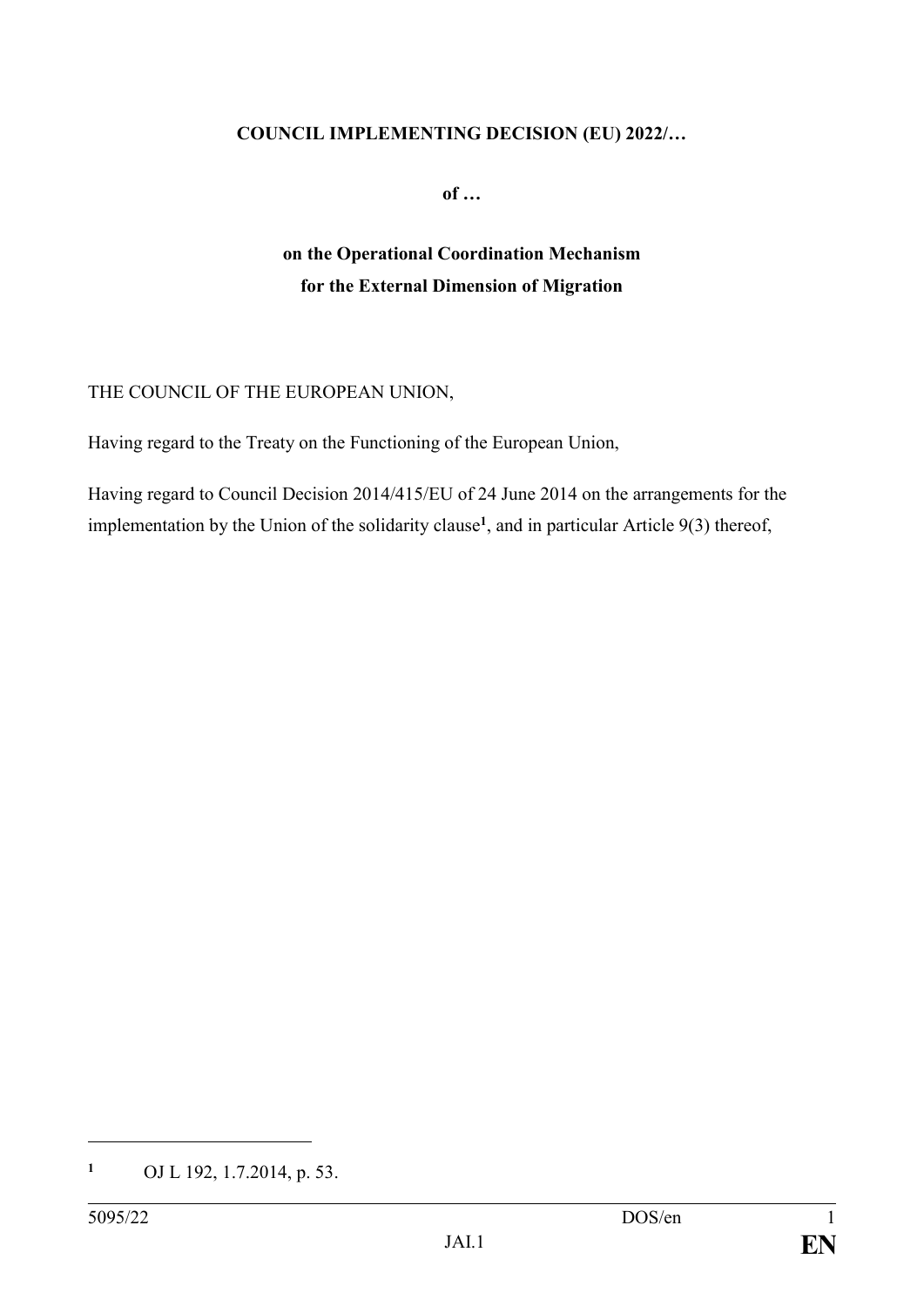**COUNCIL IMPLEMENTING DECISION (EU) 2022/…**

**of …**

**on the Operational Coordination Mechanism for the External Dimension of Migration**

THE COUNCIL OF THE EUROPEAN UNION,

Having regard to the Treaty on the Functioning of the European Union,

Having regard to Council Decision 2014/415/EU of 24 June 2014 on the arrangements for the implementation by the Union of the solidarity clause[1], and in particular Article 9(3) thereof,

---

[1] OJ L 192, 1.7.2014, p. 53.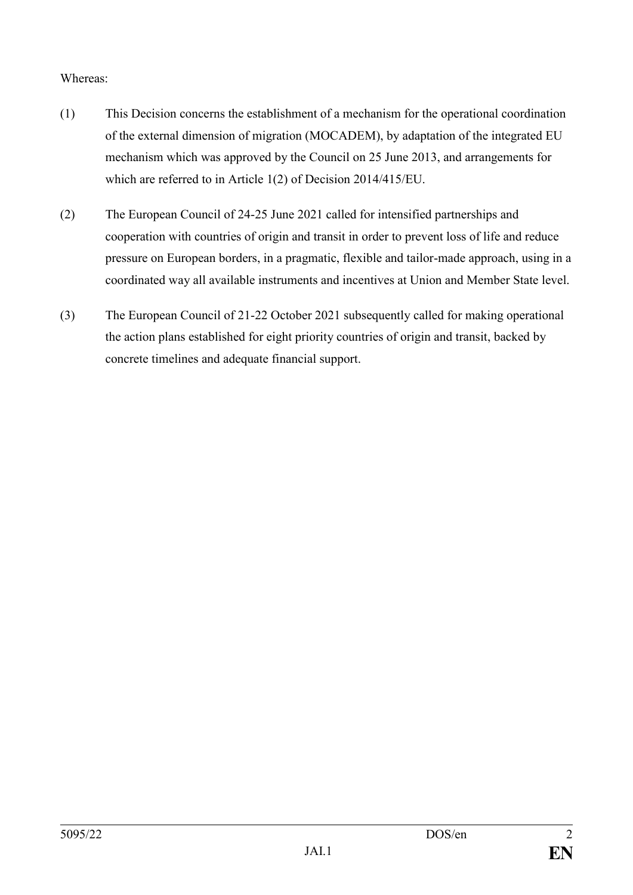Whereas:

(1) This Decision concerns the establishment of a mechanism for the operational coordination of the external dimension of migration (MOCADEM), by adaptation of the integrated EU mechanism which was approved by the Council on 25 June 2013, and arrangements for which are referred to in Article 1(2) of Decision 2014/415/EU.

(2) The European Council of 24-25 June 2021 called for intensified partnerships and cooperation with countries of origin and transit in order to prevent loss of life and reduce pressure on European borders, in a pragmatic, flexible and tailor-made approach, using in a coordinated way all available instruments and incentives at Union and Member State level.

(3) The European Council of 21-22 October 2021 subsequently called for making operational the action plans established for eight priority countries of origin and transit, backed by concrete timelines and adequate financial support.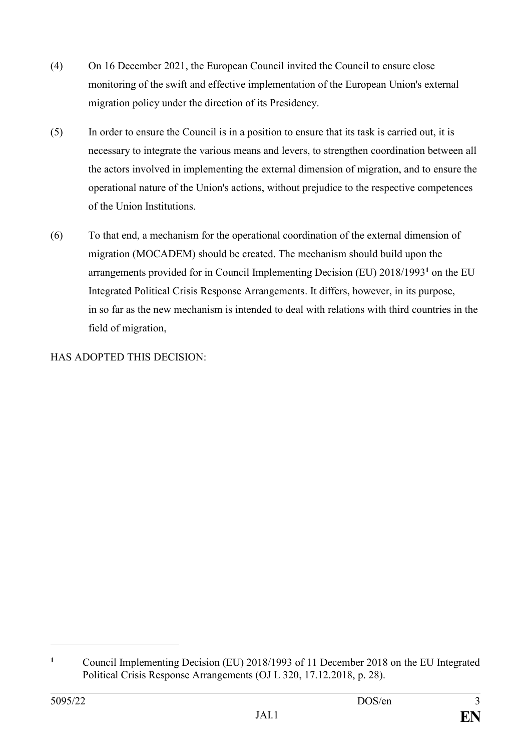(4) On 16 December 2021, the European Council invited the Council to ensure close monitoring of the swift and effective implementation of the European Union's external migration policy under the direction of its Presidency.

(5) In order to ensure the Council is in a position to ensure that its task is carried out, it is necessary to integrate the various means and levers, to strengthen coordination between all the actors involved in implementing the external dimension of migration, and to ensure the operational nature of the Union's actions, without prejudice to the respective competences of the Union Institutions.

(6) To that end, a mechanism for the operational coordination of the external dimension of migration (MOCADEM) should be created. The mechanism should build upon the arrangements provided for in Council Implementing Decision (EU) 2018/1993[1] on the EU Integrated Political Crisis Response Arrangements. It differs, however, in its purpose, in so far as the new mechanism is intended to deal with relations with third countries in the field of migration,

HAS ADOPTED THIS DECISION:

---

[1] Council Implementing Decision (EU) 2018/1993 of 11 December 2018 on the EU Integrated Political Crisis Response Arrangements (OJ L 320, 17.12.2018, p. 28).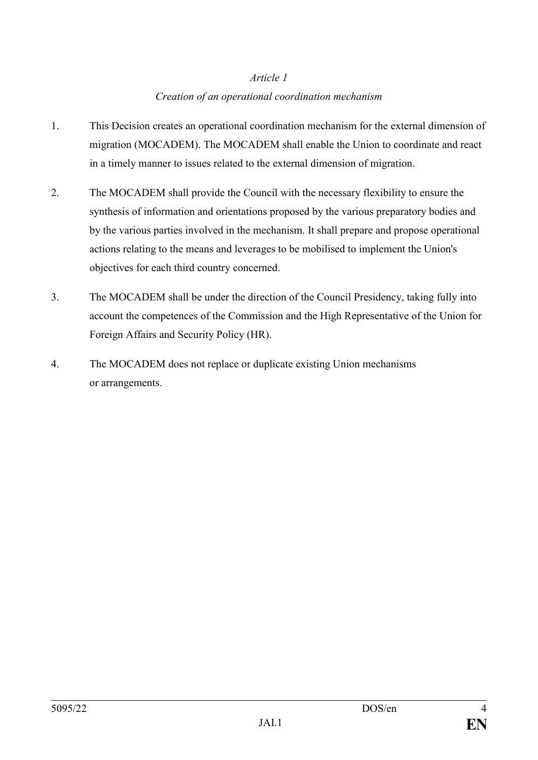*Article 1*

*Creation of an operational coordination mechanism*

1. This Decision creates an operational coordination mechanism for the external dimension of migration (MOCADEM). The MOCADEM shall enable the Union to coordinate and react in a timely manner to issues related to the external dimension of migration.

2. The MOCADEM shall provide the Council with the necessary flexibility to ensure the synthesis of information and orientations proposed by the various preparatory bodies and by the various parties involved in the mechanism. It shall prepare and propose operational actions relating to the means and leverages to be mobilised to implement the Union's objectives for each third country concerned.

3. The MOCADEM shall be under the direction of the Council Presidency, taking fully into account the competences of the Commission and the High Representative of the Union for Foreign Affairs and Security Policy (HR).

4. The MOCADEM does not replace or duplicate existing Union mechanisms or arrangements.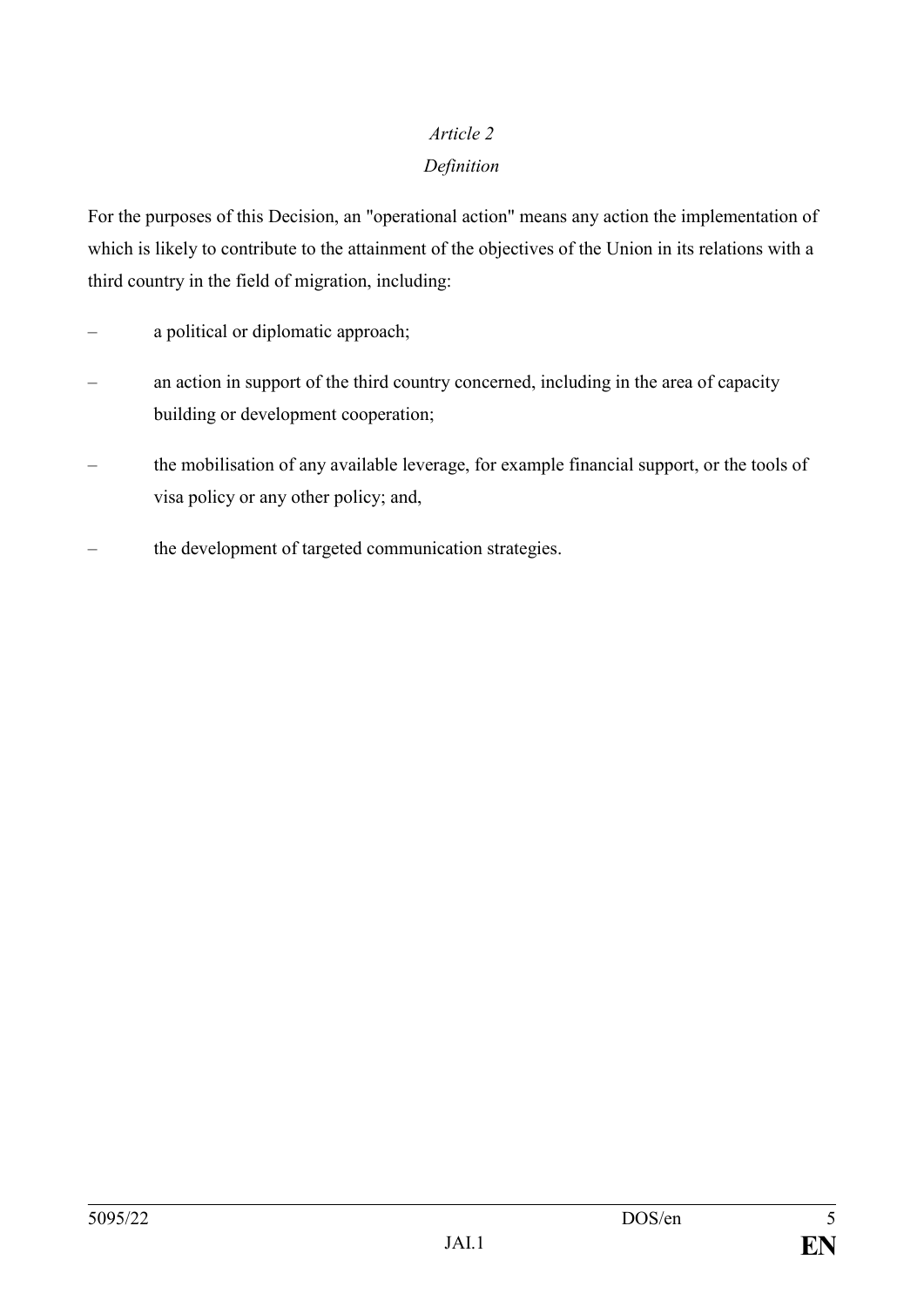*Article 2*

*Definition*

For the purposes of this Decision, an "operational action" means any action the implementation of which is likely to contribute to the attainment of the objectives of the Union in its relations with a third country in the field of migration, including:

- a political or diplomatic approach;
- an action in support of the third country concerned, including in the area of capacity building or development cooperation;
- the mobilisation of any available leverage, for example financial support, or the tools of visa policy or any other policy; and,
- the development of targeted communication strategies.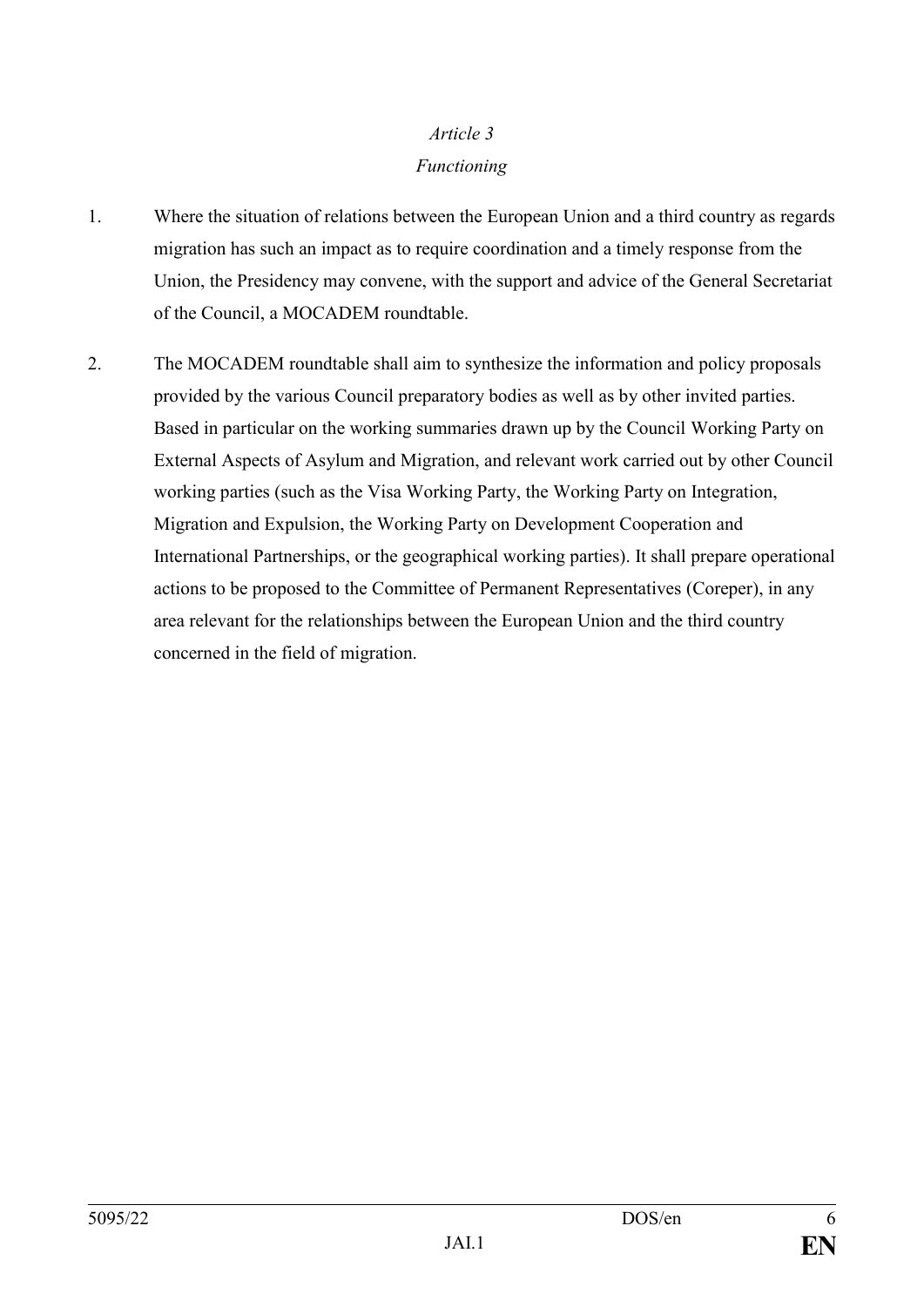*Article 3*

*Functioning*

1. Where the situation of relations between the European Union and a third country as regards migration has such an impact as to require coordination and a timely response from the Union, the Presidency may convene, with the support and advice of the General Secretariat of the Council, a MOCADEM roundtable.

2. The MOCADEM roundtable shall aim to synthesize the information and policy proposals provided by the various Council preparatory bodies as well as by other invited parties. Based in particular on the working summaries drawn up by the Council Working Party on External Aspects of Asylum and Migration, and relevant work carried out by other Council working parties (such as the Visa Working Party, the Working Party on Integration, Migration and Expulsion, the Working Party on Development Cooperation and International Partnerships, or the geographical working parties). It shall prepare operational actions to be proposed to the Committee of Permanent Representatives (Coreper), in any area relevant for the relationships between the European Union and the third country concerned in the field of migration.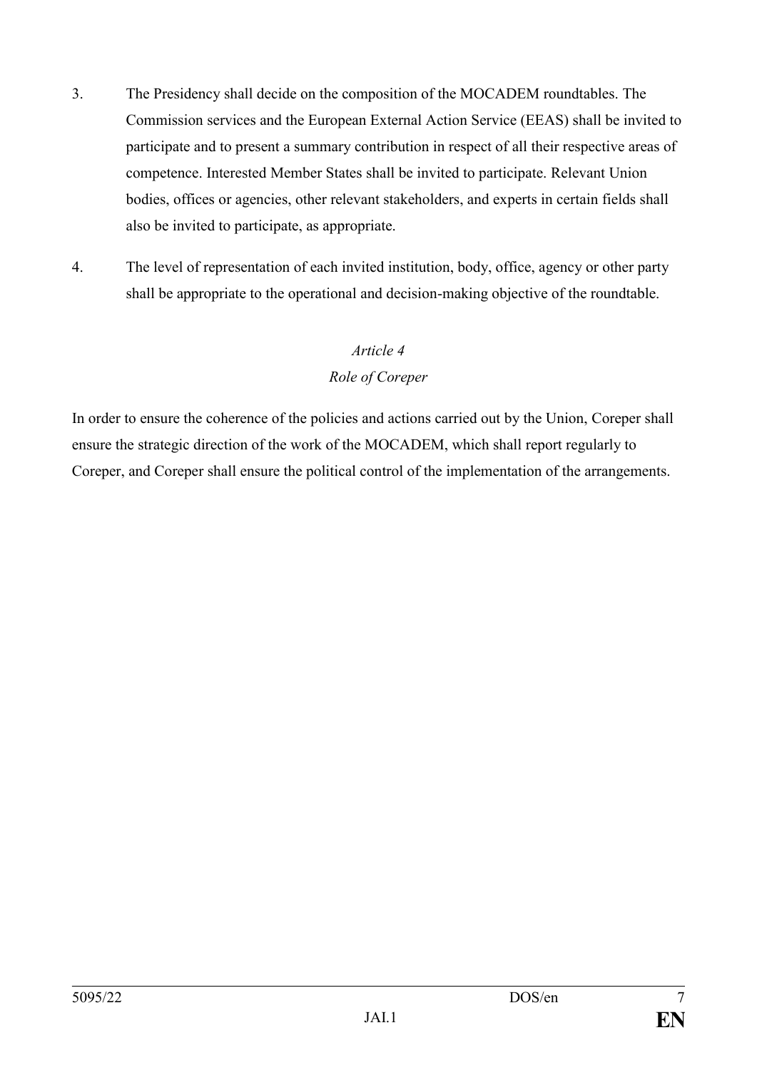3. The Presidency shall decide on the composition of the MOCADEM roundtables. The Commission services and the European External Action Service (EEAS) shall be invited to participate and to present a summary contribution in respect of all their respective areas of competence. Interested Member States shall be invited to participate. Relevant Union bodies, offices or agencies, other relevant stakeholders, and experts in certain fields shall also be invited to participate, as appropriate.

4. The level of representation of each invited institution, body, office, agency or other party shall be appropriate to the operational and decision-making objective of the roundtable.

*Article 4*

*Role of Coreper*

In order to ensure the coherence of the policies and actions carried out by the Union, Coreper shall ensure the strategic direction of the work of the MOCADEM, which shall report regularly to Coreper, and Coreper shall ensure the political control of the implementation of the arrangements.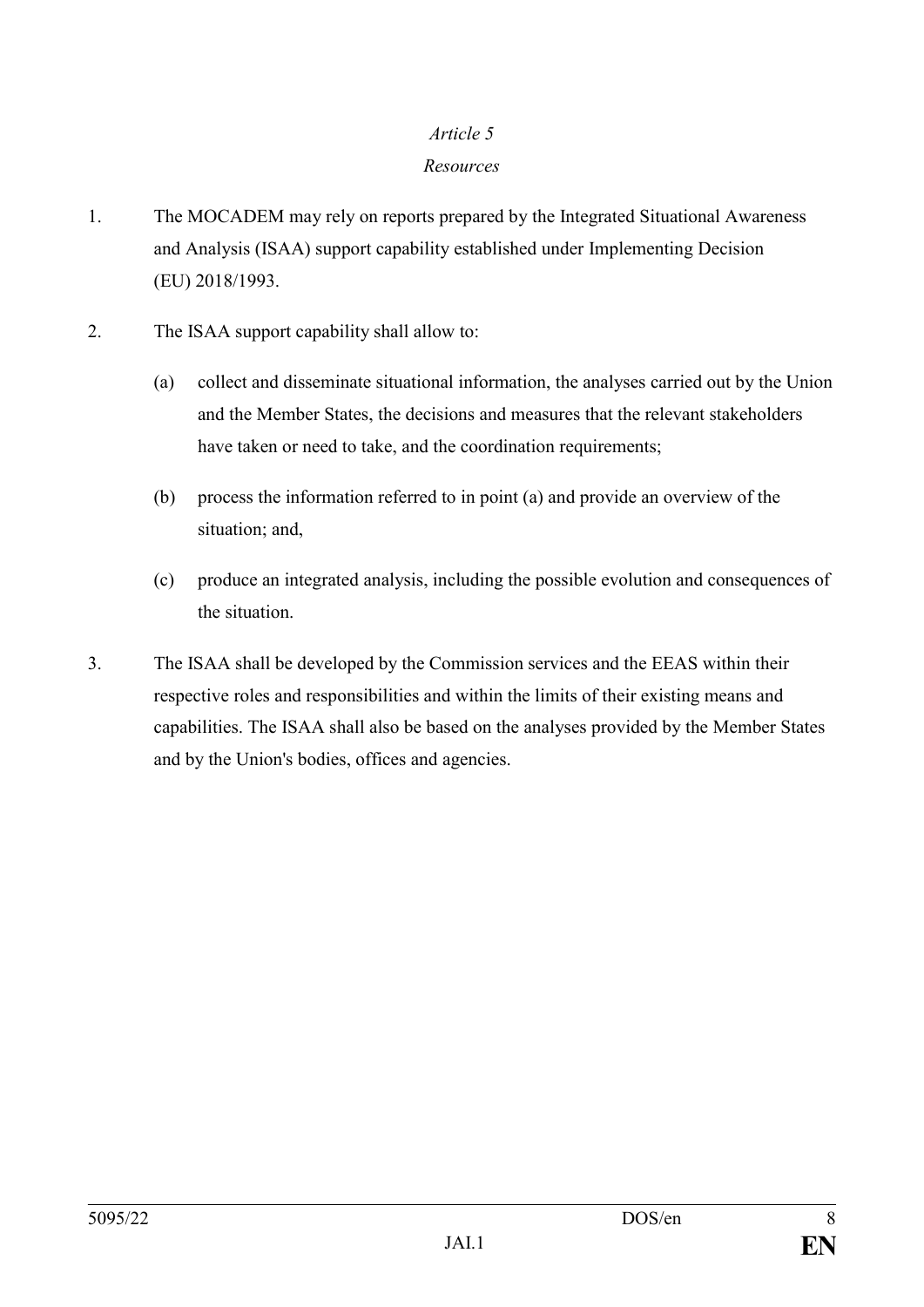*Article 5*

*Resources*

1. The MOCADEM may rely on reports prepared by the Integrated Situational Awareness and Analysis (ISAA) support capability established under Implementing Decision (EU) 2018/1993.

2. The ISAA support capability shall allow to:

   (a) collect and disseminate situational information, the analyses carried out by the Union and the Member States, the decisions and measures that the relevant stakeholders have taken or need to take, and the coordination requirements;

   (b) process the information referred to in point (a) and provide an overview of the situation; and,

   (c) produce an integrated analysis, including the possible evolution and consequences of the situation.

3. The ISAA shall be developed by the Commission services and the EEAS within their respective roles and responsibilities and within the limits of their existing means and capabilities. The ISAA shall also be based on the analyses provided by the Member States and by the Union's bodies, offices and agencies.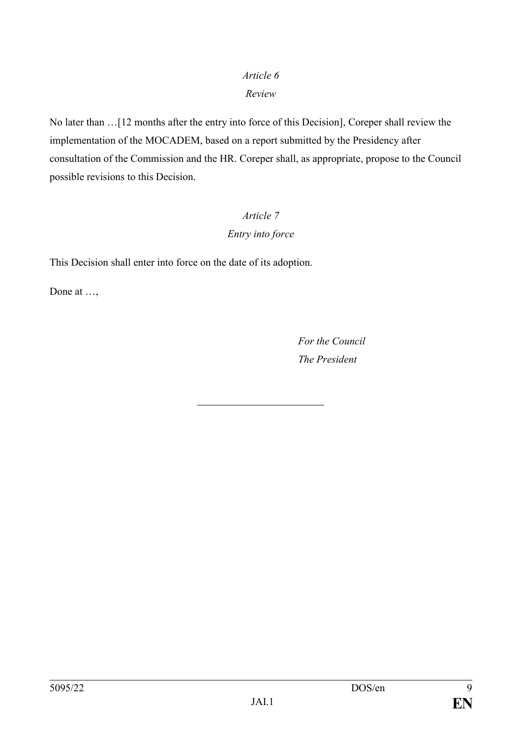*Article 6*

*Review*

No later than …[12 months after the entry into force of this Decision], Coreper shall review the implementation of the MOCADEM, based on a report submitted by the Presidency after consultation of the Commission and the HR. Coreper shall, as appropriate, propose to the Council possible revisions to this Decision.

*Article 7*

*Entry into force*

This Decision shall enter into force on the date of its adoption.

Done at …,

*For the Council*

*The President*